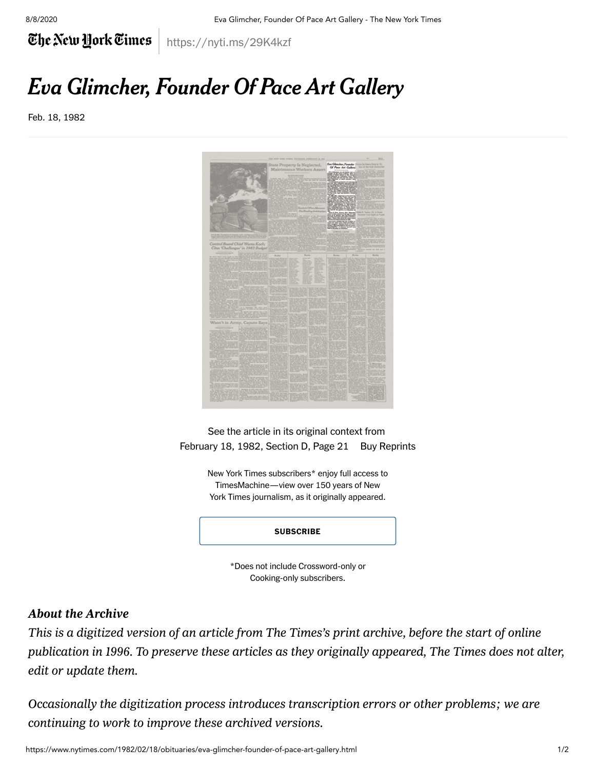https://nyti.ms/29K4kzf

# *Eva Glimcher, Founder Of Pace Art Gallery*

Feb. 18, 1982

See the article in its original context from
February 18, 1982, Section D, Page 21 Buy Reprints

New York Times subscribers* enjoy full access to TimesMachine—view over 150 years of New York Times journalism, as it originally appeared.

SUBSCRIBE

*Does not include Crossword-only or Cooking-only subscribers.

***About the Archive***

*This is a digitized version of an article from The Times's print archive, before the start of online publication in 1996. To preserve these articles as they originally appeared, The Times does not alter, edit or update them.*

*Occasionally the digitization process introduces transcription errors or other problems; we are continuing to work to improve these archived versions.*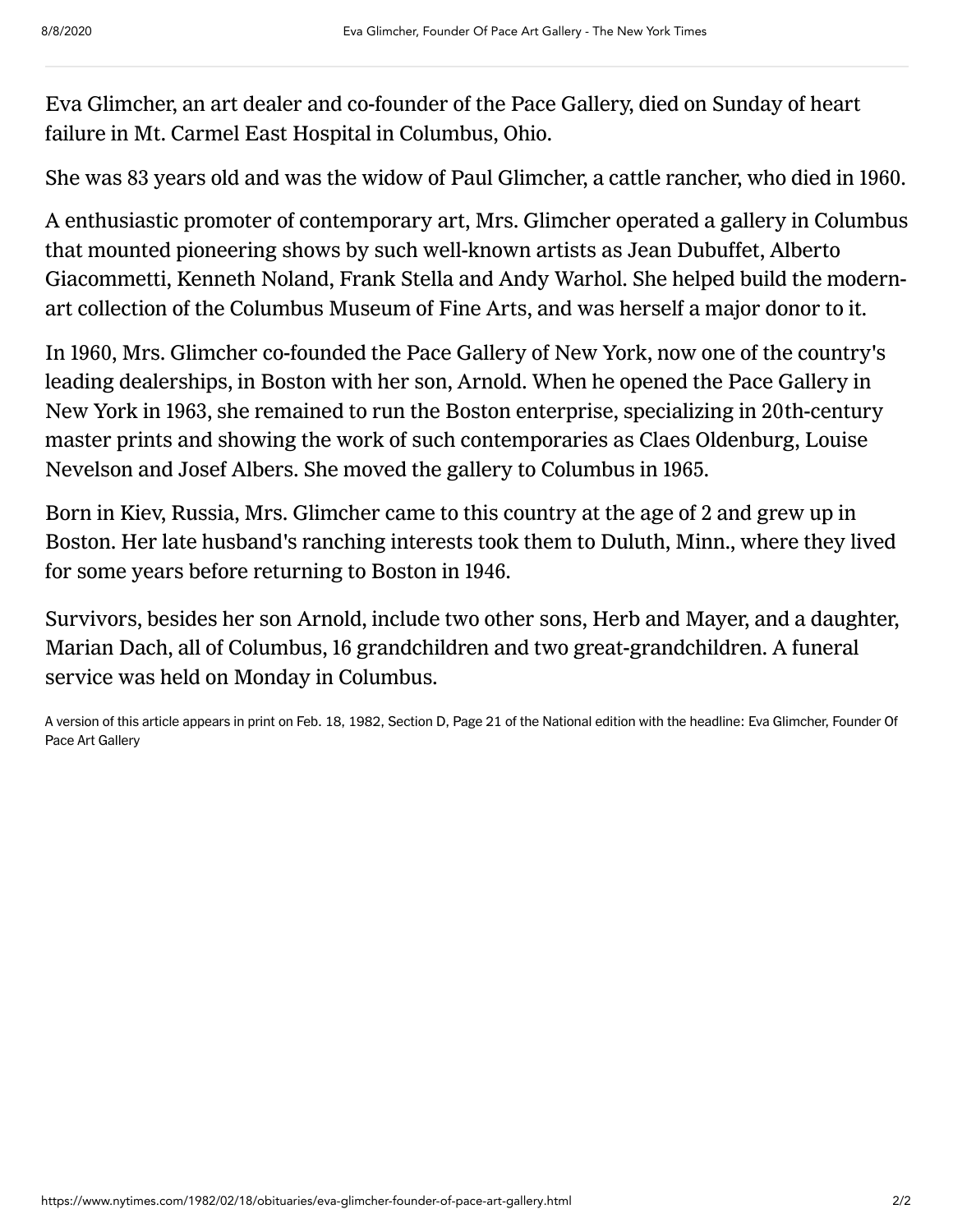Eva Glimcher, an art dealer and co-founder of the Pace Gallery, died on Sunday of heart failure in Mt. Carmel East Hospital in Columbus, Ohio.

She was 83 years old and was the widow of Paul Glimcher, a cattle rancher, who died in 1960.

A enthusiastic promoter of contemporary art, Mrs. Glimcher operated a gallery in Columbus that mounted pioneering shows by such well-known artists as Jean Dubuffet, Alberto Giacommetti, Kenneth Noland, Frank Stella and Andy Warhol. She helped build the modern-art collection of the Columbus Museum of Fine Arts, and was herself a major donor to it.

In 1960, Mrs. Glimcher co-founded the Pace Gallery of New York, now one of the country's leading dealerships, in Boston with her son, Arnold. When he opened the Pace Gallery in New York in 1963, she remained to run the Boston enterprise, specializing in 20th-century master prints and showing the work of such contemporaries as Claes Oldenburg, Louise Nevelson and Josef Albers. She moved the gallery to Columbus in 1965.

Born in Kiev, Russia, Mrs. Glimcher came to this country at the age of 2 and grew up in Boston. Her late husband's ranching interests took them to Duluth, Minn., where they lived for some years before returning to Boston in 1946.

Survivors, besides her son Arnold, include two other sons, Herb and Mayer, and a daughter, Marian Dach, all of Columbus, 16 grandchildren and two great-grandchildren. A funeral service was held on Monday in Columbus.

A version of this article appears in print on Feb. 18, 1982, Section D, Page 21 of the National edition with the headline: Eva Glimcher, Founder Of Pace Art Gallery